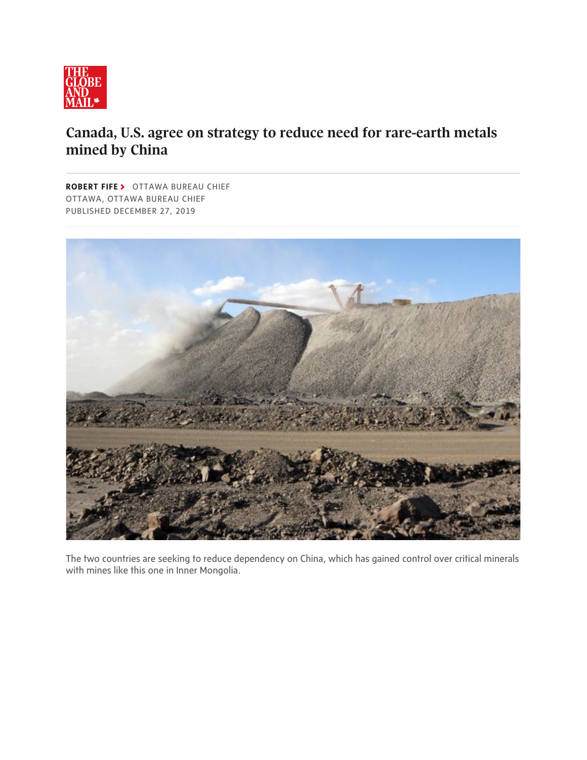# Canada, U.S. agree on strategy to reduce need for rare-earth metals mined by China

**ROBERT FIFE** OTTAWA BUREAU CHIEF
OTTAWA, OTTAWA BUREAU CHIEF
PUBLISHED DECEMBER 27, 2019

The two countries are seeking to reduce dependency on China, which has gained control over critical minerals with mines like this one in Inner Mongolia.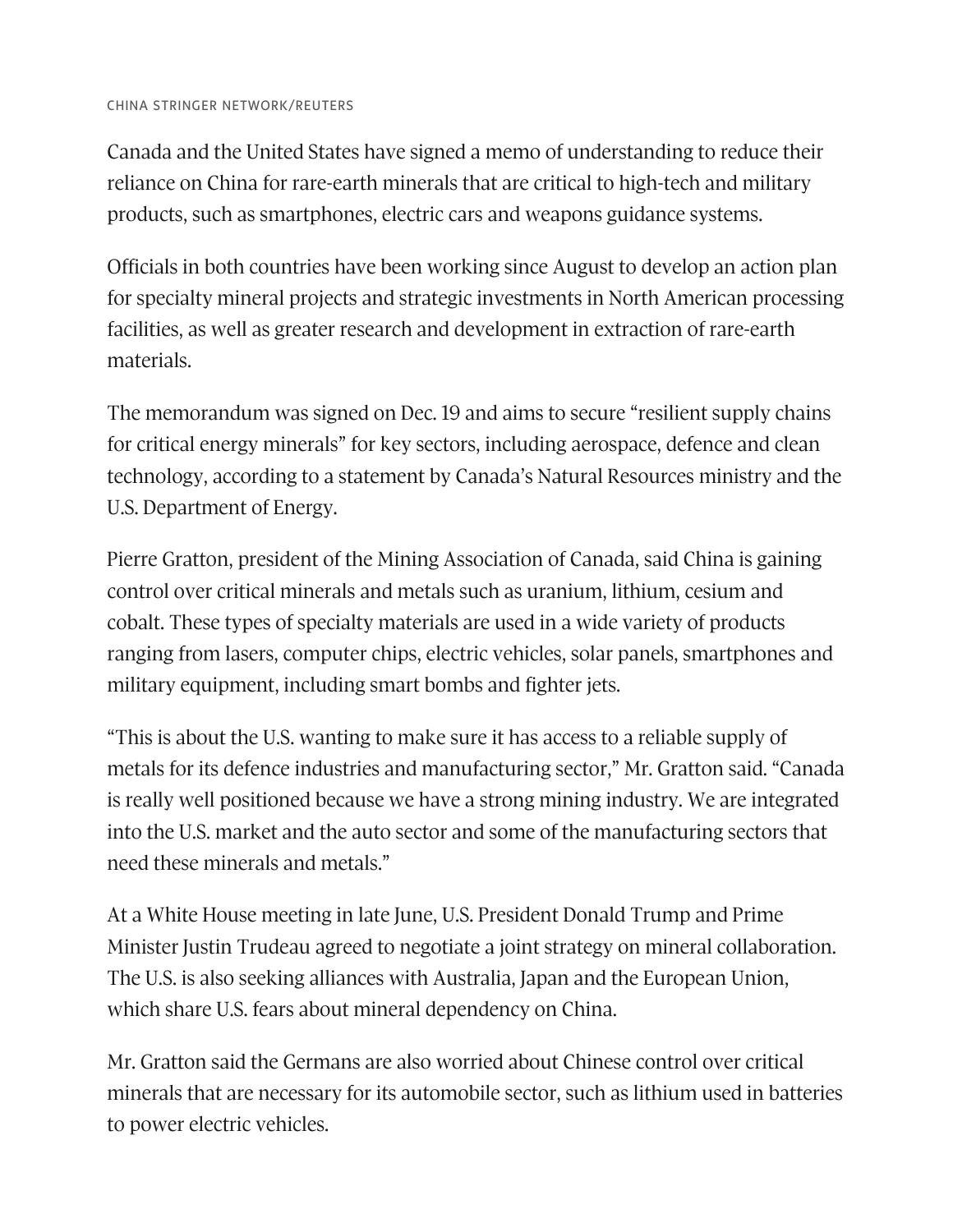CHINA STRINGER NETWORK/REUTERS

Canada and the United States have signed a memo of understanding to reduce their reliance on China for rare-earth minerals that are critical to high-tech and military products, such as smartphones, electric cars and weapons guidance systems.

Officials in both countries have been working since August to develop an action plan for specialty mineral projects and strategic investments in North American processing facilities, as well as greater research and development in extraction of rare-earth materials.

The memorandum was signed on Dec. 19 and aims to secure “resilient supply chains for critical energy minerals” for key sectors, including aerospace, defence and clean technology, according to a statement by Canada’s Natural Resources ministry and the U.S. Department of Energy.

Pierre Gratton, president of the Mining Association of Canada, said China is gaining control over critical minerals and metals such as uranium, lithium, cesium and cobalt. These types of specialty materials are used in a wide variety of products ranging from lasers, computer chips, electric vehicles, solar panels, smartphones and military equipment, including smart bombs and fighter jets.

“This is about the U.S. wanting to make sure it has access to a reliable supply of metals for its defence industries and manufacturing sector,” Mr. Gratton said. “Canada is really well positioned because we have a strong mining industry. We are integrated into the U.S. market and the auto sector and some of the manufacturing sectors that need these minerals and metals.”

At a White House meeting in late June, U.S. President Donald Trump and Prime Minister Justin Trudeau agreed to negotiate a joint strategy on mineral collaboration. The U.S. is also seeking alliances with Australia, Japan and the European Union, which share U.S. fears about mineral dependency on China.

Mr. Gratton said the Germans are also worried about Chinese control over critical minerals that are necessary for its automobile sector, such as lithium used in batteries to power electric vehicles.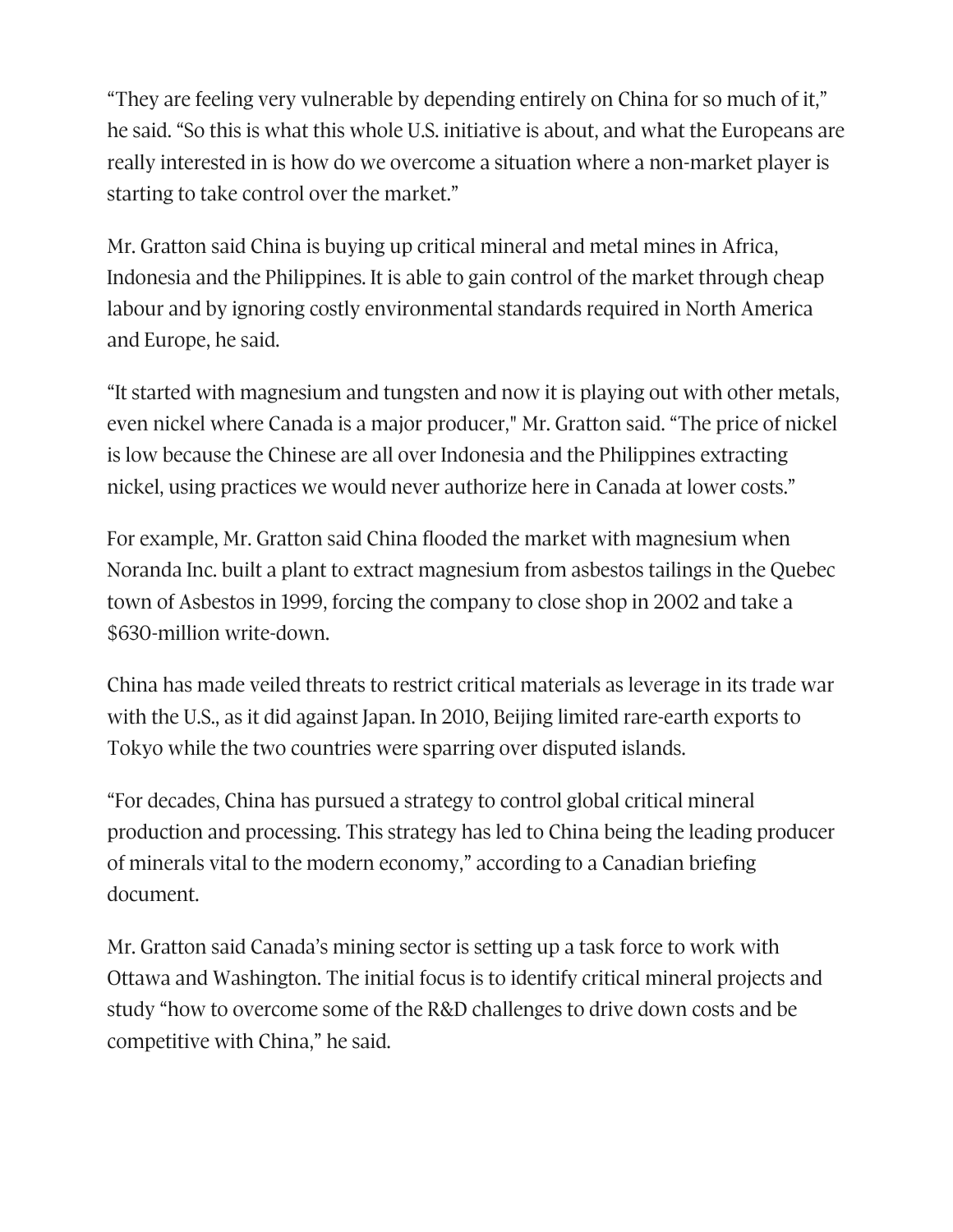"They are feeling very vulnerable by depending entirely on China for so much of it," he said. "So this is what this whole U.S. initiative is about, and what the Europeans are really interested in is how do we overcome a situation where a non-market player is starting to take control over the market."

Mr. Gratton said China is buying up critical mineral and metal mines in Africa, Indonesia and the Philippines. It is able to gain control of the market through cheap labour and by ignoring costly environmental standards required in North America and Europe, he said.

"It started with magnesium and tungsten and now it is playing out with other metals, even nickel where Canada is a major producer," Mr. Gratton said. "The price of nickel is low because the Chinese are all over Indonesia and the Philippines extracting nickel, using practices we would never authorize here in Canada at lower costs."

For example, Mr. Gratton said China flooded the market with magnesium when Noranda Inc. built a plant to extract magnesium from asbestos tailings in the Quebec town of Asbestos in 1999, forcing the company to close shop in 2002 and take a $630-million write-down.

China has made veiled threats to restrict critical materials as leverage in its trade war with the U.S., as it did against Japan. In 2010, Beijing limited rare-earth exports to Tokyo while the two countries were sparring over disputed islands.

"For decades, China has pursued a strategy to control global critical mineral production and processing. This strategy has led to China being the leading producer of minerals vital to the modern economy," according to a Canadian briefing document.

Mr. Gratton said Canada's mining sector is setting up a task force to work with Ottawa and Washington. The initial focus is to identify critical mineral projects and study "how to overcome some of the R&D challenges to drive down costs and be competitive with China," he said.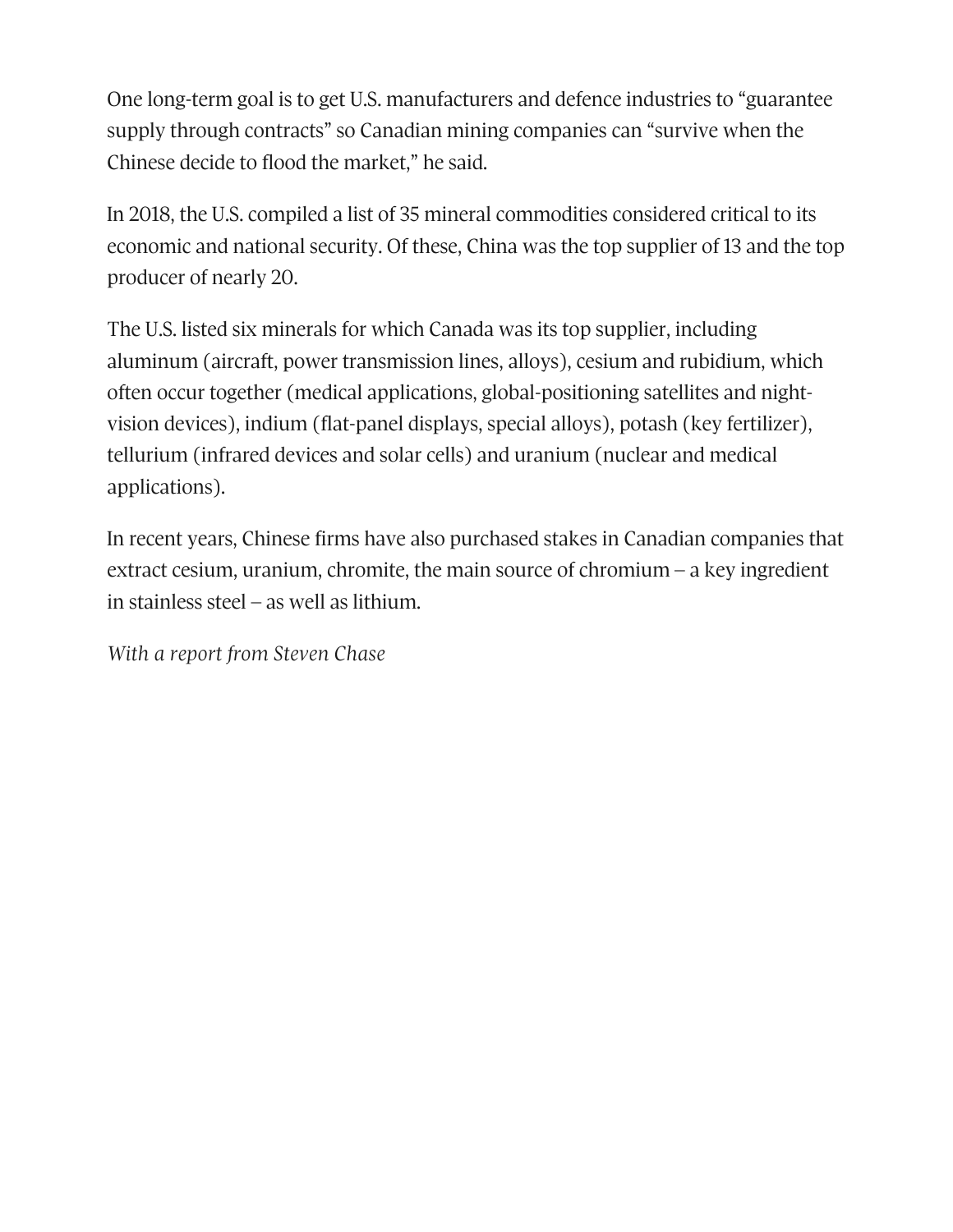One long-term goal is to get U.S. manufacturers and defence industries to "guarantee supply through contracts" so Canadian mining companies can "survive when the Chinese decide to flood the market," he said.

In 2018, the U.S. compiled a list of 35 mineral commodities considered critical to its economic and national security. Of these, China was the top supplier of 13 and the top producer of nearly 20.

The U.S. listed six minerals for which Canada was its top supplier, including aluminum (aircraft, power transmission lines, alloys), cesium and rubidium, which often occur together (medical applications, global-positioning satellites and night-vision devices), indium (flat-panel displays, special alloys), potash (key fertilizer), tellurium (infrared devices and solar cells) and uranium (nuclear and medical applications).

In recent years, Chinese firms have also purchased stakes in Canadian companies that extract cesium, uranium, chromite, the main source of chromium – a key ingredient in stainless steel – as well as lithium.

*With a report from Steven Chase*